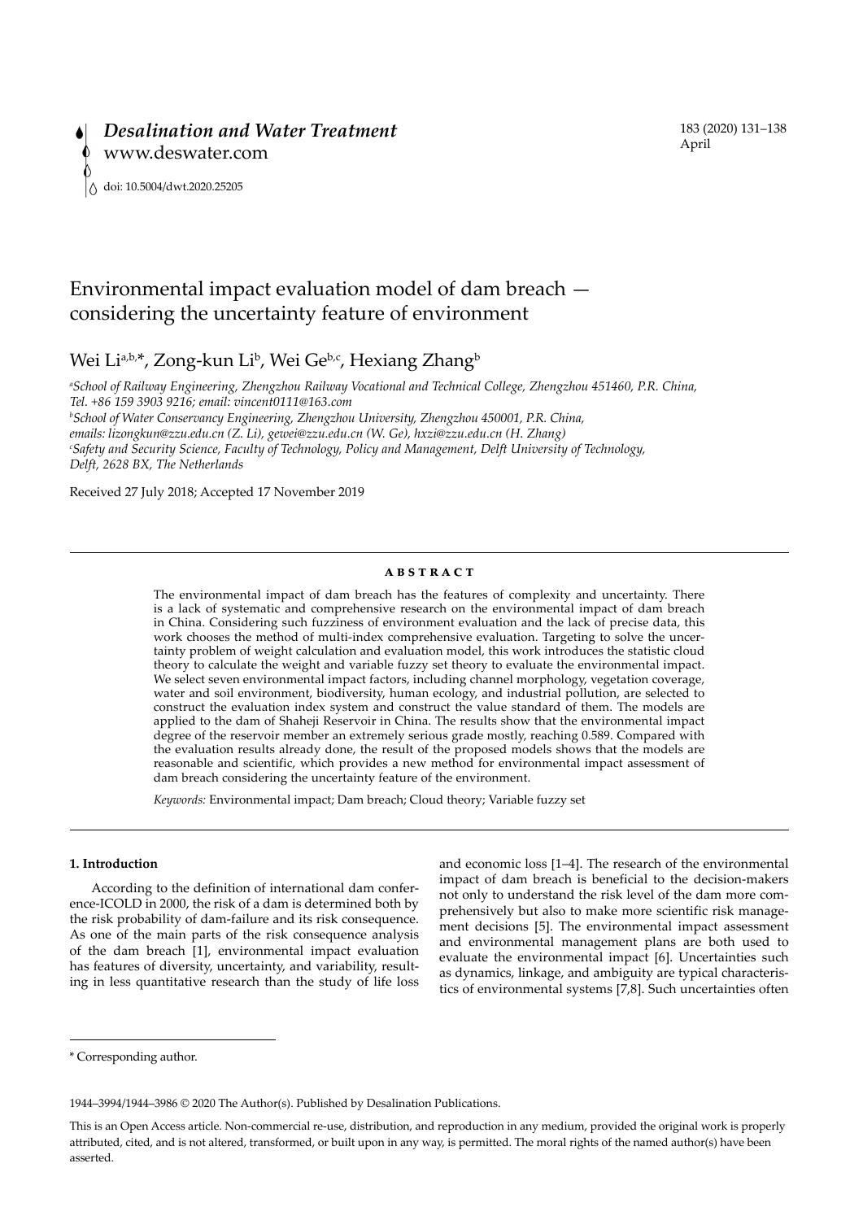# Environmental impact evaluation model of dam breach — considering the uncertainty feature of environment

Wei Li[a,b,*], Zong-kun Li[b], Wei Ge[b,c], Hexiang Zhang[b]

[a] *School of Railway Engineering, Zhengzhou Railway Vocational and Technical College, Zhengzhou 451460, P.R. China, Tel. +86 159 3903 9216; email: vincent0111@163.com*

[b] *School of Water Conservancy Engineering, Zhengzhou University, Zhengzhou 450001, P.R. China, emails: lizongkun@zzu.edu.cn (Z. Li), gewei@zzu.edu.cn (W. Ge), hxzi@zzu.edu.cn (H. Zhang)*

[c] *Safety and Security Science, Faculty of Technology, Policy and Management, Delft University of Technology, Delft, 2628 BX, The Netherlands*

Received 27 July 2018; Accepted 17 November 2019

## ABSTRACT

The environmental impact of dam breach has the features of complexity and uncertainty. There is a lack of systematic and comprehensive research on the environmental impact of dam breach in China. Considering such fuzziness of environment evaluation and the lack of precise data, this work chooses the method of multi-index comprehensive evaluation. Targeting to solve the uncertainty problem of weight calculation and evaluation model, this work introduces the statistic cloud theory to calculate the weight and variable fuzzy set theory to evaluate the environmental impact. We select seven environmental impact factors, including channel morphology, vegetation coverage, water and soil environment, biodiversity, human ecology, and industrial pollution, are selected to construct the evaluation index system and construct the value standard of them. The models are applied to the dam of Shaheji Reservoir in China. The results show that the environmental impact degree of the reservoir member an extremely serious grade mostly, reaching 0.589. Compared with the evaluation results already done, the result of the proposed models shows that the models are reasonable and scientific, which provides a new method for environmental impact assessment of dam breach considering the uncertainty feature of the environment.

*Keywords:* Environmental impact; Dam breach; Cloud theory; Variable fuzzy set

## 1. Introduction

According to the definition of international dam conference-ICOLD in 2000, the risk of a dam is determined both by the risk probability of dam-failure and its risk consequence. As one of the main parts of the risk consequence analysis of the dam breach [1], environmental impact evaluation has features of diversity, uncertainty, and variability, resulting in less quantitative research than the study of life loss and economic loss [1–4]. The research of the environmental impact of dam breach is beneficial to the decision-makers not only to understand the risk level of the dam more comprehensively but also to make more scientific risk management decisions [5]. The environmental impact assessment and environmental management plans are both used to evaluate the environmental impact [6]. Uncertainties such as dynamics, linkage, and ambiguity are typical characteristics of environmental systems [7,8]. Such uncertainties often

\* Corresponding author.

1944–3994/1944–3986 © 2020 The Author(s). Published by Desalination Publications.

This is an Open Access article. Non-commercial re-use, distribution, and reproduction in any medium, provided the original work is properly attributed, cited, and is not altered, transformed, or built upon in any way, is permitted. The moral rights of the named author(s) have been asserted.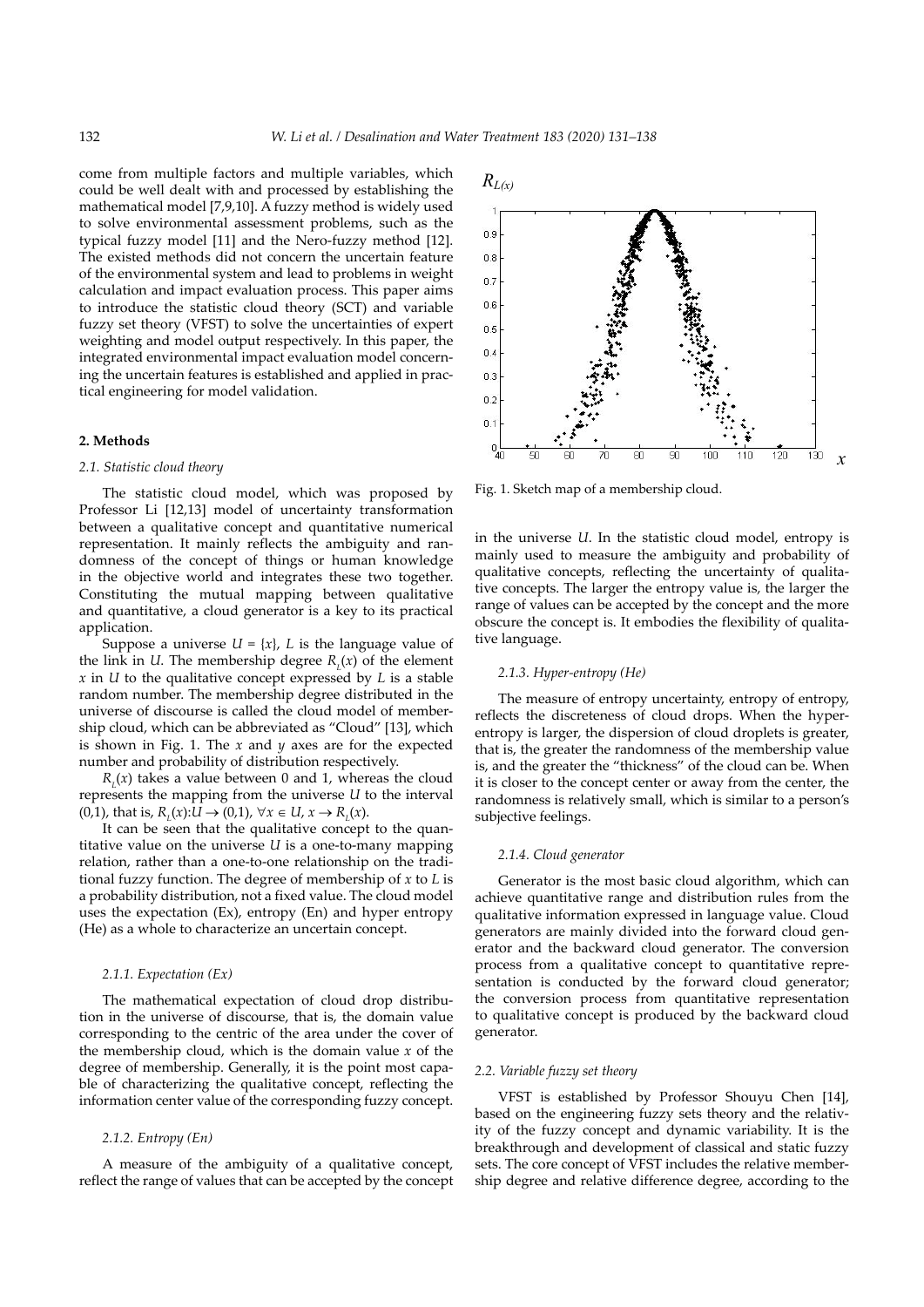come from multiple factors and multiple variables, which could be well dealt with and processed by establishing the mathematical model [7,9,10]. A fuzzy method is widely used to solve environmental assessment problems, such as the typical fuzzy model [11] and the Nero-fuzzy method [12]. The existed methods did not concern the uncertain feature of the environmental system and lead to problems in weight calculation and impact evaluation process. This paper aims to introduce the statistic cloud theory (SCT) and variable fuzzy set theory (VFST) to solve the uncertainties of expert weighting and model output respectively. In this paper, the integrated environmental impact evaluation model concerning the uncertain features is established and applied in practical engineering for model validation.

## 2. Methods

### 2.1. Statistic cloud theory

The statistic cloud model, which was proposed by Professor Li [12,13] model of uncertainty transformation between a qualitative concept and quantitative numerical representation. It mainly reflects the ambiguity and randomness of the concept of things or human knowledge in the objective world and integrates these two together. Constituting the mutual mapping between qualitative and quantitative, a cloud generator is a key to its practical application.

Suppose a universe $U = \{x\}$, $L$ is the language value of the link in $U$. The membership degree $R_L(x)$ of the element $x$ in $U$ to the qualitative concept expressed by $L$ is a stable random number. The membership degree distributed in the universe of discourse is called the cloud model of membership cloud, which can be abbreviated as "Cloud" [13], which is shown in Fig. 1. The $x$ and $y$ axes are for the expected number and probability of distribution respectively.

Fig. 1. Sketch map of a membership cloud.

$R_L(x)$ takes a value between 0 and 1, whereas the cloud represents the mapping from the universe $U$ to the interval (0,1), that is, $R_L(x){:}U \to (0,1)$, $\forall x \in U$, $x \to R_L(x)$.

It can be seen that the qualitative concept to the quantitative value on the universe $U$ is a one-to-many mapping relation, rather than a one-to-one relationship on the traditional fuzzy function. The degree of membership of $x$ to $L$ is a probability distribution, not a fixed value. The cloud model uses the expectation (Ex), entropy (En) and hyper entropy (He) as a whole to characterize an uncertain concept.

#### 2.1.1. Expectation (Ex)

The mathematical expectation of cloud drop distribution in the universe of discourse, that is, the domain value corresponding to the centric of the area under the cover of the membership cloud, which is the domain value $x$ of the degree of membership. Generally, it is the point most capable of characterizing the qualitative concept, reflecting the information center value of the corresponding fuzzy concept.

#### 2.1.2. Entropy (En)

A measure of the ambiguity of a qualitative concept, reflect the range of values that can be accepted by the concept in the universe $U$. In the statistic cloud model, entropy is mainly used to measure the ambiguity and probability of qualitative concepts, reflecting the uncertainty of qualitative concepts. The larger the entropy value is, the larger the range of values can be accepted by the concept and the more obscure the concept is. It embodies the flexibility of qualitative language.

#### 2.1.3. Hyper-entropy (He)

The measure of entropy uncertainty, entropy of entropy, reflects the discreteness of cloud drops. When the hyper-entropy is larger, the dispersion of cloud droplets is greater, that is, the greater the randomness of the membership value is, and the greater the "thickness" of the cloud can be. When it is closer to the concept center or away from the center, the randomness is relatively small, which is similar to a person's subjective feelings.

#### 2.1.4. Cloud generator

Generator is the most basic cloud algorithm, which can achieve quantitative range and distribution rules from the qualitative information expressed in language value. Cloud generators are mainly divided into the forward cloud generator and the backward cloud generator. The conversion process from a qualitative concept to quantitative representation is conducted by the forward cloud generator; the conversion process from quantitative representation to qualitative concept is produced by the backward cloud generator.

### 2.2. Variable fuzzy set theory

VFST is established by Professor Shouyu Chen [14], based on the engineering fuzzy sets theory and the relativity of the fuzzy concept and dynamic variability. It is the breakthrough and development of classical and static fuzzy sets. The core concept of VFST includes the relative membership degree and relative difference degree, according to the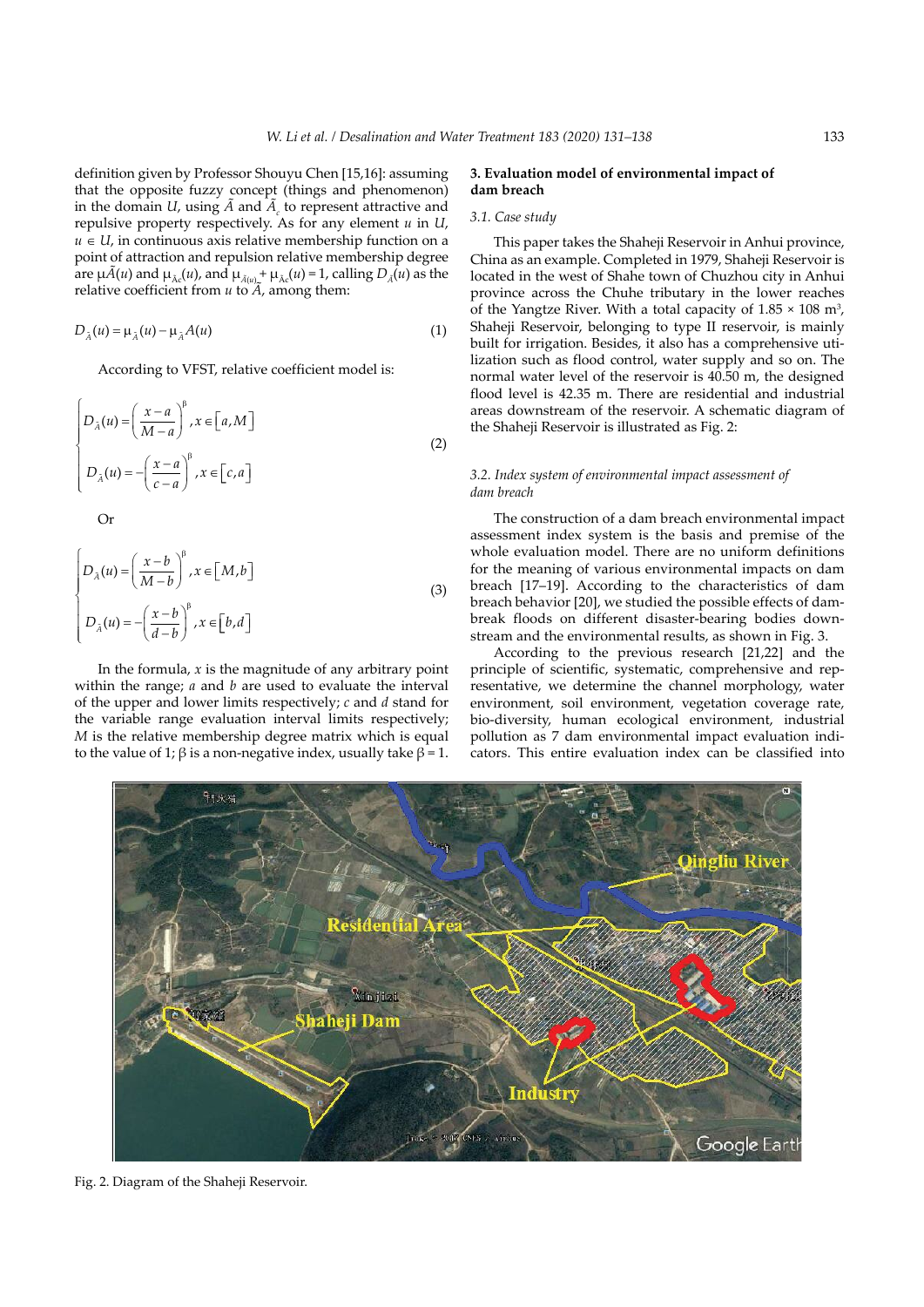definition given by Professor Shouyu Chen [15,16]: assuming that the opposite fuzzy concept (things and phenomenon) in the domain $U$, using $\tilde{A}$ and $\tilde{A}_c$ to represent attractive and repulsive property respectively. As for any element $u$ in $U$, $u \in U$, in continuous axis relative membership function on a point of attraction and repulsion relative membership degree are $\mu\tilde{A}(u)$ and $\mu_{\tilde{A}c}(u)$, and $\mu_{\tilde{A}(u)} + \mu_{\tilde{A}c}(u) = 1$, calling $D_{\tilde{A}}(u)$ as the relative coefficient from $u$ to $\tilde{A}$, among them:

$$D_{\tilde{A}}(u) = \mu_{\tilde{A}}(u) - \mu_{\tilde{A}}A(u) \tag{1}$$

According to VFST, relative coefficient model is:

$$\begin{cases} D_{\tilde{A}}(u) = \left(\dfrac{x-a}{M-a}\right)^{\beta}, x \in [a, M] \\ D_{\tilde{A}}(u) = -\left(\dfrac{x-a}{c-a}\right)^{\beta}, x \in [c, a] \end{cases} \tag{2}$$

Or

$$\begin{cases} D_{\tilde{A}}(u) = \left(\dfrac{x-b}{M-b}\right)^{\beta}, x \in [M, b] \\ D_{\tilde{A}}(u) = -\left(\dfrac{x-b}{d-b}\right)^{\beta}, x \in [b, d] \end{cases} \tag{3}$$

In the formula, $x$ is the magnitude of any arbitrary point within the range; $a$ and $b$ are used to evaluate the interval of the upper and lower limits respectively; $c$ and $d$ stand for the variable range evaluation interval limits respectively; $M$ is the relative membership degree matrix which is equal to the value of 1; $\beta$ is a non-negative index, usually take $\beta = 1$.

## 3. Evaluation model of environmental impact of dam breach

### 3.1. Case study

This paper takes the Shaheji Reservoir in Anhui province, China as an example. Completed in 1979, Shaheji Reservoir is located in the west of Shahe town of Chuzhou city in Anhui province across the Chuhe tributary in the lower reaches of the Yangtze River. With a total capacity of 1.85 × 108 m$^3$, Shaheji Reservoir, belonging to type II reservoir, is mainly built for irrigation. Besides, it also has a comprehensive utilization such as flood control, water supply and so on. The normal water level of the reservoir is 40.50 m, the designed flood level is 42.35 m. There are residential and industrial areas downstream of the reservoir. A schematic diagram of the Shaheji Reservoir is illustrated as Fig. 2:

### 3.2. Index system of environmental impact assessment of dam breach

The construction of a dam breach environmental impact assessment index system is the basis and premise of the whole evaluation model. There are no uniform definitions for the meaning of various environmental impacts on dam breach [17–19]. According to the characteristics of dam breach behavior [20], we studied the possible effects of dam-break floods on different disaster-bearing bodies downstream and the environmental results, as shown in Fig. 3.

According to the previous research [21,22] and the principle of scientific, systematic, comprehensive and representative, we determine the channel morphology, water environment, soil environment, vegetation coverage rate, bio-diversity, human ecological environment, industrial pollution as 7 dam environmental impact evaluation indicators. This entire evaluation index can be classified into

Fig. 2. Diagram of the Shaheji Reservoir.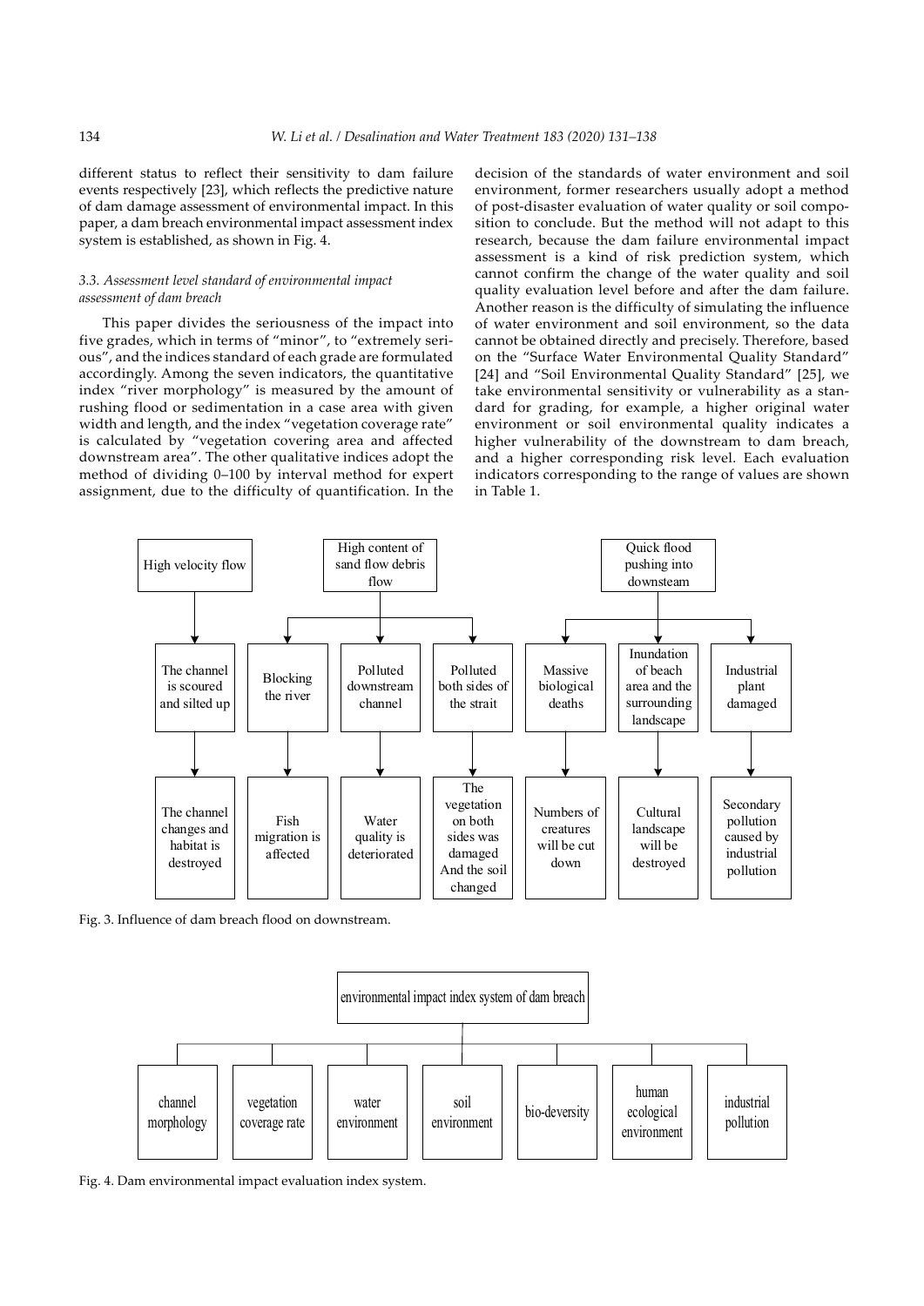different status to reflect their sensitivity to dam failure events respectively [23], which reflects the predictive nature of dam damage assessment of environmental impact. In this paper, a dam breach environmental impact assessment index system is established, as shown in Fig. 4.

### 3.3. Assessment level standard of environmental impact assessment of dam breach

This paper divides the seriousness of the impact into five grades, which in terms of "minor", to "extremely serious", and the indices standard of each grade are formulated accordingly. Among the seven indicators, the quantitative index "river morphology" is measured by the amount of rushing flood or sedimentation in a case area with given width and length, and the index "vegetation coverage rate" is calculated by "vegetation covering area and affected downstream area". The other qualitative indices adopt the method of dividing 0–100 by interval method for expert assignment, due to the difficulty of quantification. In the decision of the standards of water environment and soil environment, former researchers usually adopt a method of post-disaster evaluation of water quality or soil composition to conclude. But the method will not adapt to this research, because the dam failure environmental impact assessment is a kind of risk prediction system, which cannot confirm the change of the water quality and soil quality evaluation level before and after the dam failure. Another reason is the difficulty of simulating the influence of water environment and soil environment, so the data cannot be obtained directly and precisely. Therefore, based on the "Surface Water Environmental Quality Standard" [24] and "Soil Environmental Quality Standard" [25], we take environmental sensitivity or vulnerability as a standard for grading, for example, a higher original water environment or soil environmental quality indicates a higher vulnerability of the downstream to dam breach, and a higher corresponding risk level. Each evaluation indicators corresponding to the range of values are shown in Table 1.

High velocity flow → The channel is scoured and silted up → The channel changes and habitat is destroyed

High content of sand flow debris flow → Blocking the river → Fish migration is affected

High content of sand flow debris flow → Polluted downstream channel → Water quality is deteriorated

High content of sand flow debris flow → Polluted both sides of the strait → The vegetation on both sides was damaged And the soil changed

Quick flood pushing into downsteam → Massive biological deaths → Numbers of creatures will be cut down

Quick flood pushing into downsteam → Inundation of beach area and the surrounding landscape → Cultural landscape will be destroyed

Quick flood pushing into downsteam → Industrial plant damaged → Secondary pollution caused by industrial pollution

Fig. 3. Influence of dam breach flood on downstream.

environmental impact index system of dam breach: channel morphology; vegetation coverage rate; water environment; soil environment; bio-deversity; human ecological environment; industrial pollution

Fig. 4. Dam environmental impact evaluation index system.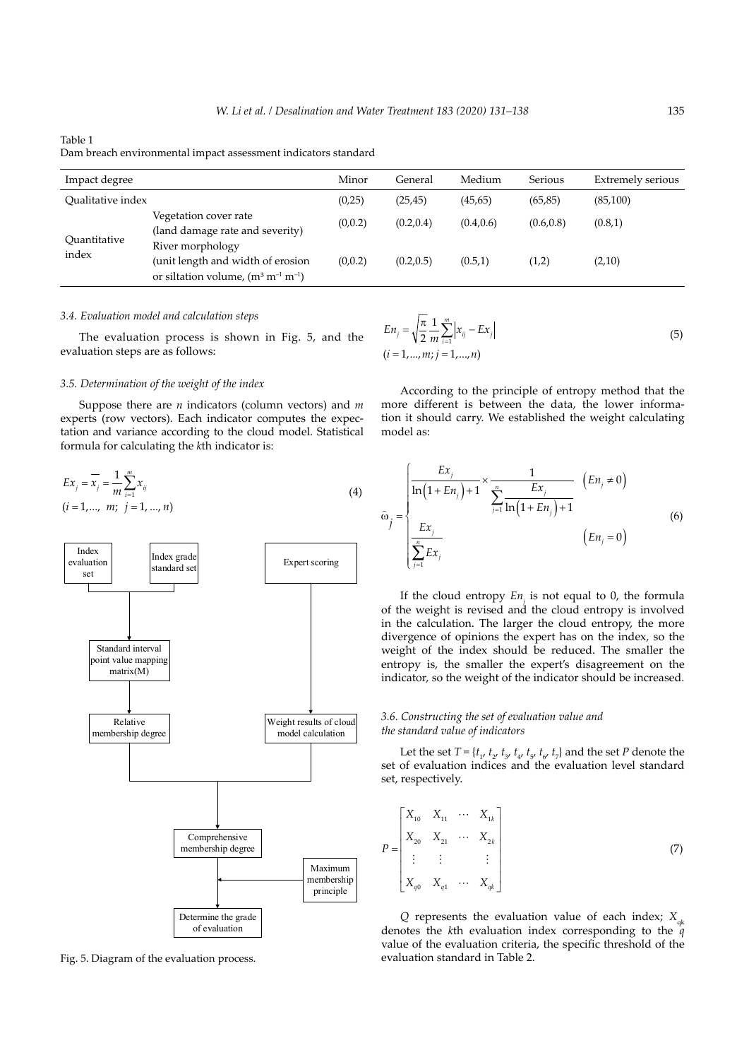Table 1
Dam breach environmental impact assessment indicators standard

| Impact degree | | Minor | General | Medium | Serious | Extremely serious |
|---|---|---|---|---|---|---|
| Qualitative index | | (0,25) | (25,45) | (45,65) | (65,85) | (85,100) |
| Quantitative index | Vegetation cover rate (land damage rate and severity) | (0,0.2) | (0.2,0.4) | (0.4,0.6) | (0.6,0.8) | (0.8,1) |
| | River morphology (unit length and width of erosion or siltation volume, ($m^3\ m^{-1}\ m^{-1}$) | (0,0.2) | (0.2,0.5) | (0.5,1) | (1,2) | (2,10) |

### 3.4. Evaluation model and calculation steps

The evaluation process is shown in Fig. 5, and the evaluation steps are as follows:

### 3.5. Determination of the weight of the index

Suppose there are $n$ indicators (column vectors) and $m$ experts (row vectors). Each indicator computes the expectation and variance according to the cloud model. Statistical formula for calculating the $k$th indicator is:

$$Ex_j = \overline{x_j} = \frac{1}{m}\sum_{i=1}^{m} x_{ij} \quad (i=1,\dots,\ m;\ j=1,\dots,n) \tag{4}$$

Fig. 5. Diagram of the evaluation process.

$$En_j = \sqrt{\frac{\pi}{2}}\frac{1}{m}\sum_{i=1}^{m}\left|x_{ij} - Ex_j\right| \quad (i=1,\dots,m;\ j=1,\dots,n) \tag{5}$$

According to the principle of entropy method that the more different is between the data, the lower information it should carry. We established the weight calculating model as:

$$\bar{\omega}_j = \begin{cases} \dfrac{Ex_j}{\ln\left(1+En_j\right)+1} \times \dfrac{1}{\sum_{j=1}^{n}\dfrac{Ex_j}{\ln\left(1+En_j\right)+1}} & \left(En_j \neq 0\right) \\[2ex] \dfrac{Ex_j}{\sum_{j=1}^{n} Ex_j} & \left(En_j = 0\right) \end{cases} \tag{6}$$

If the cloud entropy $En_j$ is not equal to 0, the formula of the weight is revised and the cloud entropy is involved in the calculation. The larger the cloud entropy, the more divergence of opinions the expert has on the index, so the weight of the index should be reduced. The smaller the entropy is, the smaller the expert's disagreement on the indicator, so the weight of the indicator should be increased.

### 3.6. Constructing the set of evaluation value and the standard value of indicators

Let the set $T = \{t_1, t_2, t_3, t_4, t_5, t_6, t_7\}$ and the set $P$ denote the set of evaluation indices and the evaluation level standard set, respectively.

$$P = \begin{bmatrix} X_{10} & X_{11} & \cdots & X_{1k} \\ X_{20} & X_{21} & \cdots & X_{2k} \\ \vdots & \vdots & & \vdots \\ X_{q0} & X_{q1} & \cdots & X_{qk} \end{bmatrix} \tag{7}$$

$Q$ represents the evaluation value of each index; $X_{qk}$ denotes the $k$th evaluation index corresponding to the $q$ value of the evaluation criteria, the specific threshold of the evaluation standard in Table 2.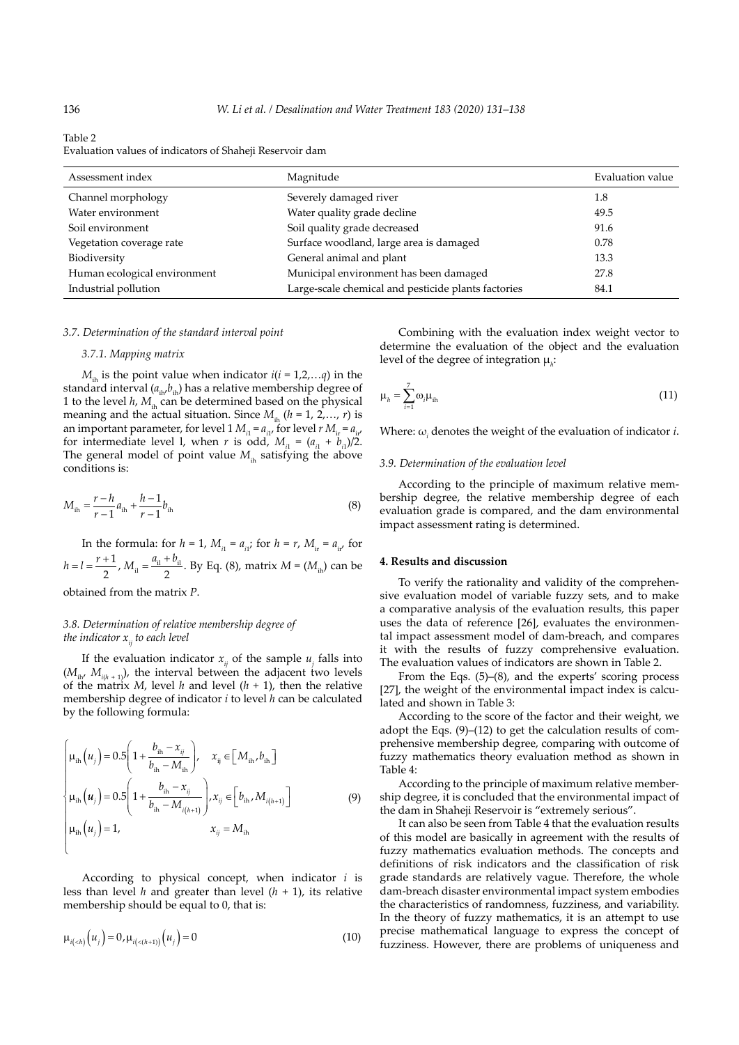Table 2
Evaluation values of indicators of Shaheji Reservoir dam

| Assessment index | Magnitude | Evaluation value |
|---|---|---|
| Channel morphology | Severely damaged river | 1.8 |
| Water environment | Water quality grade decline | 49.5 |
| Soil environment | Soil quality grade decreased | 91.6 |
| Vegetation coverage rate | Surface woodland, large area is damaged | 0.78 |
| Biodiversity | General animal and plant | 13.3 |
| Human ecological environment | Municipal environment has been damaged | 27.8 |
| Industrial pollution | Large-scale chemical and pesticide plants factories | 84.1 |

### 3.7. Determination of the standard interval point

#### 3.7.1. Mapping matrix

$M_{ih}$ is the point value when indicator $i(i = 1,2,\ldots q)$ in the standard interval $(a_{ih},b_{ih})$ has a relative membership degree of 1 to the level $h$, $M_{ih}$ can be determined based on the physical meaning and the actual situation. Since $M_{ih}$ $(h = 1, 2,\ldots, r)$ is an important parameter, for level 1 $M_{i1} = a_{i1}$, for level $r$ $M_{ir} = a_{ir}$, for intermediate level l, when $r$ is odd, $M_{i1} = (a_{i1} + b_{i1})/2$. The general model of point value $M_{ih}$ satisfying the above conditions is:

$$M_{ih} = \frac{r-h}{r-1}a_{ih} + \frac{h-1}{r-1}b_{ih} \tag{8}$$

In the formula: for $h = 1$, $M_{i1} = a_{i1}$; for $h = r$, $M_{ir} = a_{ir}$, for $h = l = \frac{r+1}{2}$, $M_{il} = \frac{a_{il} + b_{il}}{2}$. By Eq. (8), matrix $M = (M_{ih})$ can be obtained from the matrix $P$.

### 3.8. Determination of relative membership degree of the indicator $x_{ij}$ to each level

If the evaluation indicator $x_{ij}$ of the sample $u_j$ falls into $(M_{ih}, M_{i(h+1)})$, the interval between the adjacent two levels of the matrix $M$, level $h$ and level $(h + 1)$, then the relative membership degree of indicator $i$ to level $h$ can be calculated by the following formula:

$$\begin{cases} \mu_{ih}(u_j) = 0.5\left(1 + \dfrac{b_{ih} - x_{ij}}{b_{ih} - M_{ih}}\right), & x_{ij} \in \left[M_{ih}, b_{ih}\right] \\ \mu_{ih}(u_j) = 0.5\left(1 + \dfrac{b_{ih} - x_{ij}}{b_{ih} - M_{i(h+1)}}\right), & x_{ij} \in \left[b_{ih}, M_{i(h+1)}\right] \\ \mu_{ih}(u_j) = 1, & x_{ij} = M_{ih} \end{cases} \tag{9}$$

According to physical concept, when indicator $i$ is less than level $h$ and greater than level $(h + 1)$, its relative membership should be equal to 0, that is:

$$\mu_{i(<h)}(u_j) = 0, \mu_{i(<(h+1))}(u_j) = 0 \tag{10}$$

Combining with the evaluation index weight vector to determine the evaluation of the object and the evaluation level of the degree of integration $\mu_h$:

$$\mu_h = \sum_{i=1}^{7} \omega_i \mu_{ih} \tag{11}$$

Where: $\omega_i$ denotes the weight of the evaluation of indicator $i$.

### 3.9. Determination of the evaluation level

According to the principle of maximum relative membership degree, the relative membership degree of each evaluation grade is compared, and the dam environmental impact assessment rating is determined.

## 4. Results and discussion

To verify the rationality and validity of the comprehensive evaluation model of variable fuzzy sets, and to make a comparative analysis of the evaluation results, this paper uses the data of reference [26], evaluates the environmental impact assessment model of dam-breach, and compares it with the results of fuzzy comprehensive evaluation. The evaluation values of indicators are shown in Table 2.

From the Eqs. (5)–(8), and the experts' scoring process [27], the weight of the environmental impact index is calculated and shown in Table 3:

According to the score of the factor and their weight, we adopt the Eqs. (9)–(12) to get the calculation results of comprehensive membership degree, comparing with outcome of fuzzy mathematics theory evaluation method as shown in Table 4:

According to the principle of maximum relative membership degree, it is concluded that the environmental impact of the dam in Shaheji Reservoir is "extremely serious".

It can also be seen from Table 4 that the evaluation results of this model are basically in agreement with the results of fuzzy mathematics evaluation methods. The concepts and definitions of risk indicators and the classification of risk grade standards are relatively vague. Therefore, the whole dam-breach disaster environmental impact system embodies the characteristics of randomness, fuzziness, and variability. In the theory of fuzzy mathematics, it is an attempt to use precise mathematical language to express the concept of fuzziness. However, there are problems of uniqueness and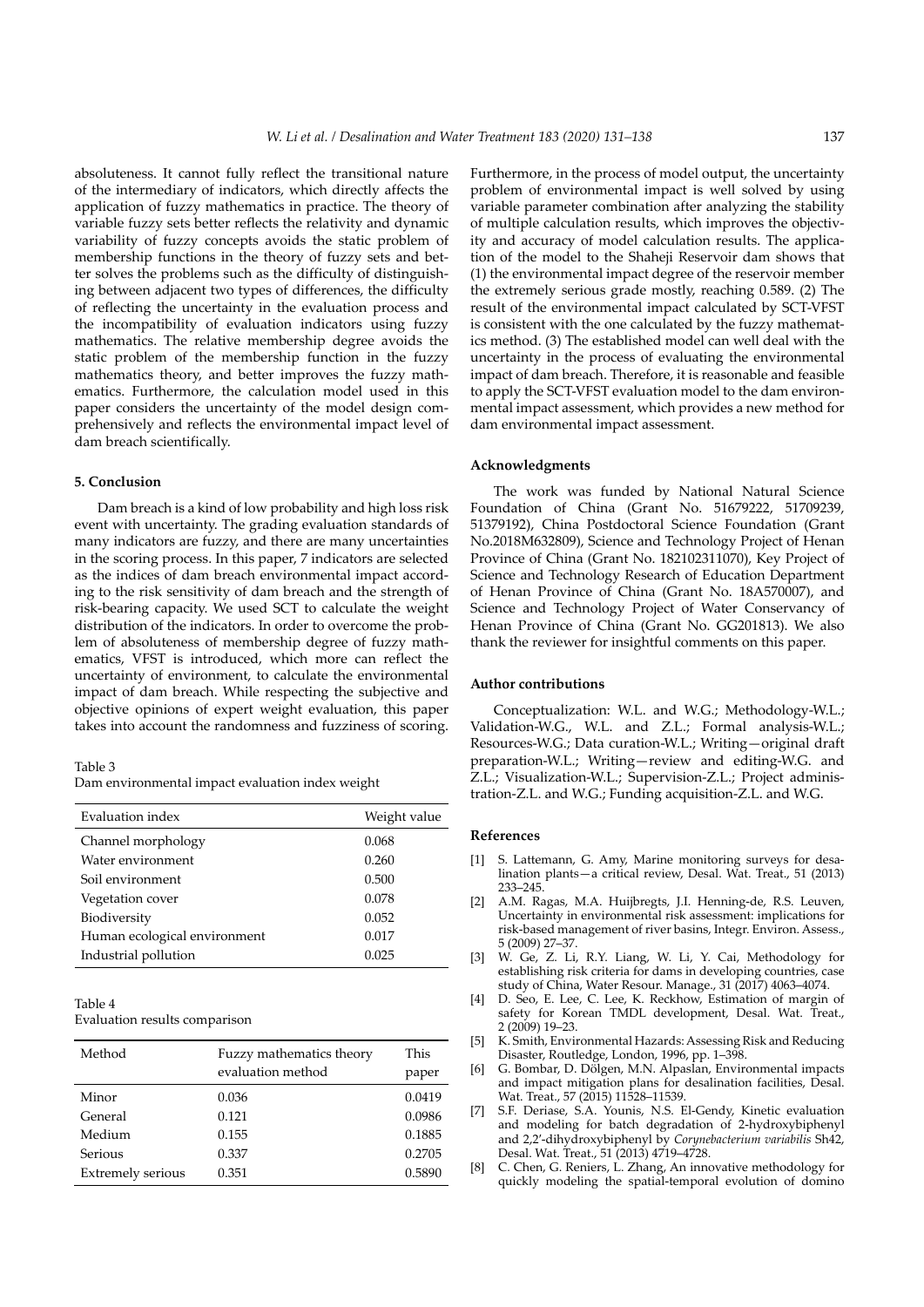absoluteness. It cannot fully reflect the transitional nature of the intermediary of indicators, which directly affects the application of fuzzy mathematics in practice. The theory of variable fuzzy sets better reflects the relativity and dynamic variability of fuzzy concepts avoids the static problem of membership functions in the theory of fuzzy sets and better solves the problems such as the difficulty of distinguishing between adjacent two types of differences, the difficulty of reflecting the uncertainty in the evaluation process and the incompatibility of evaluation indicators using fuzzy mathematics. The relative membership degree avoids the static problem of the membership function in the fuzzy mathematics theory, and better improves the fuzzy mathematics. Furthermore, the calculation model used in this paper considers the uncertainty of the model design comprehensively and reflects the environmental impact level of dam breach scientifically.

## 5. Conclusion

Dam breach is a kind of low probability and high loss risk event with uncertainty. The grading evaluation standards of many indicators are fuzzy, and there are many uncertainties in the scoring process. In this paper, 7 indicators are selected as the indices of dam breach environmental impact according to the risk sensitivity of dam breach and the strength of risk-bearing capacity. We used SCT to calculate the weight distribution of the indicators. In order to overcome the problem of absoluteness of membership degree of fuzzy mathematics, VFST is introduced, which more can reflect the uncertainty of environment, to calculate the environmental impact of dam breach. While respecting the subjective and objective opinions of expert weight evaluation, this paper takes into account the randomness and fuzziness of scoring.

Table 3
Dam environmental impact evaluation index weight

| Evaluation index | Weight value |
|---|---|
| Channel morphology | 0.068 |
| Water environment | 0.260 |
| Soil environment | 0.500 |
| Vegetation cover | 0.078 |
| Biodiversity | 0.052 |
| Human ecological environment | 0.017 |
| Industrial pollution | 0.025 |

Table 4
Evaluation results comparison

| Method | Fuzzy mathematics theory evaluation method | This paper |
|---|---|---|
| Minor | 0.036 | 0.0419 |
| General | 0.121 | 0.0986 |
| Medium | 0.155 | 0.1885 |
| Serious | 0.337 | 0.2705 |
| Extremely serious | 0.351 | 0.5890 |

Furthermore, in the process of model output, the uncertainty problem of environmental impact is well solved by using variable parameter combination after analyzing the stability of multiple calculation results, which improves the objectivity and accuracy of model calculation results. The application of the model to the Shaheji Reservoir dam shows that (1) the environmental impact degree of the reservoir member the extremely serious grade mostly, reaching 0.589. (2) The result of the environmental impact calculated by SCT-VFST is consistent with the one calculated by the fuzzy mathematics method. (3) The established model can well deal with the uncertainty in the process of evaluating the environmental impact of dam breach. Therefore, it is reasonable and feasible to apply the SCT-VFST evaluation model to the dam environmental impact assessment, which provides a new method for dam environmental impact assessment.

## Acknowledgments

The work was funded by National Natural Science Foundation of China (Grant No. 51679222, 51709239, 51379192), China Postdoctoral Science Foundation (Grant No.2018M632809), Science and Technology Project of Henan Province of China (Grant No. 182102311070), Key Project of Science and Technology Research of Education Department of Henan Province of China (Grant No. 18A570007), and Science and Technology Project of Water Conservancy of Henan Province of China (Grant No. GG201813). We also thank the reviewer for insightful comments on this paper.

## Author contributions

Conceptualization: W.L. and W.G.; Methodology-W.L.; Validation-W.G., W.L. and Z.L.; Formal analysis-W.L.; Resources-W.G.; Data curation-W.L.; Writing—original draft preparation-W.L.; Writing—review and editing-W.G. and Z.L.; Visualization-W.L.; Supervision-Z.L.; Project administration-Z.L. and W.G.; Funding acquisition-Z.L. and W.G.

## References

[1] S. Lattemann, G. Amy, Marine monitoring surveys for desalination plants—a critical review, Desal. Wat. Treat., 51 (2013) 233–245.

[2] A.M. Ragas, M.A. Huijbregts, J.I. Henning-de, R.S. Leuven, Uncertainty in environmental risk assessment: implications for risk-based management of river basins, Integr. Environ. Assess., 5 (2009) 27–37.

[3] W. Ge, Z. Li, R.Y. Liang, W. Li, Y. Cai, Methodology for establishing risk criteria for dams in developing countries, case study of China, Water Resour. Manage., 31 (2017) 4063–4074.

[4] D. Seo, E. Lee, C. Lee, K. Reckhow, Estimation of margin of safety for Korean TMDL development, Desal. Wat. Treat., 2 (2009) 19–23.

[5] K. Smith, Environmental Hazards: Assessing Risk and Reducing Disaster, Routledge, London, 1996, pp. 1–398.

[6] G. Bombar, D. Dölgen, M.N. Alpaslan, Environmental impacts and impact mitigation plans for desalination facilities, Desal. Wat. Treat., 57 (2015) 11528–11539.

[7] S.F. Deriase, S.A. Younis, N.S. El-Gendy, Kinetic evaluation and modeling for batch degradation of 2-hydroxybiphenyl and 2,2′-dihydroxybiphenyl by *Corynebacterium variabilis* Sh42, Desal. Wat. Treat., 51 (2013) 4719–4728.

[8] C. Chen, G. Reniers, L. Zhang, An innovative methodology for quickly modeling the spatial-temporal evolution of domino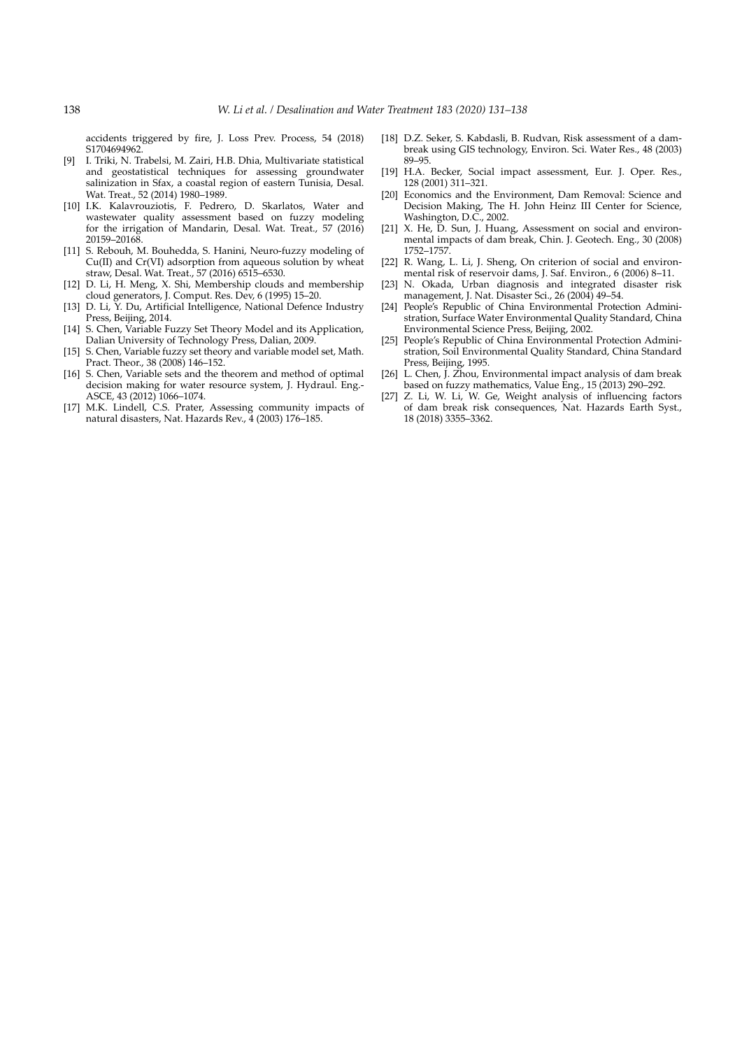accidents triggered by fire, J. Loss Prev. Process, 54 (2018) S1704694962.

[9] I. Triki, N. Trabelsi, M. Zairi, H.B. Dhia, Multivariate statistical and geostatistical techniques for assessing groundwater salinization in Sfax, a coastal region of eastern Tunisia, Desal. Wat. Treat., 52 (2014) 1980–1989.

[10] I.K. Kalavrouziotis, F. Pedrero, D. Skarlatos, Water and wastewater quality assessment based on fuzzy modeling for the irrigation of Mandarin, Desal. Wat. Treat., 57 (2016) 20159–20168.

[11] S. Rebouh, M. Bouhedda, S. Hanini, Neuro-fuzzy modeling of Cu(II) and Cr(VI) adsorption from aqueous solution by wheat straw, Desal. Wat. Treat., 57 (2016) 6515–6530.

[12] D. Li, H. Meng, X. Shi, Membership clouds and membership cloud generators, J. Comput. Res. Dev, 6 (1995) 15–20.

[13] D. Li, Y. Du, Artificial Intelligence, National Defence Industry Press, Beijing, 2014.

[14] S. Chen, Variable Fuzzy Set Theory Model and its Application, Dalian University of Technology Press, Dalian, 2009.

[15] S. Chen, Variable fuzzy set theory and variable model set, Math. Pract. Theor., 38 (2008) 146–152.

[16] S. Chen, Variable sets and the theorem and method of optimal decision making for water resource system, J. Hydraul. Eng.-ASCE, 43 (2012) 1066–1074.

[17] M.K. Lindell, C.S. Prater, Assessing community impacts of natural disasters, Nat. Hazards Rev., 4 (2003) 176–185.

[18] D.Z. Seker, S. Kabdasli, B. Rudvan, Risk assessment of a dam-break using GIS technology, Environ. Sci. Water Res., 48 (2003) 89–95.

[19] H.A. Becker, Social impact assessment, Eur. J. Oper. Res., 128 (2001) 311–321.

[20] Economics and the Environment, Dam Removal: Science and Decision Making, The H. John Heinz III Center for Science, Washington, D.C., 2002.

[21] X. He, D. Sun, J. Huang, Assessment on social and environmental impacts of dam break, Chin. J. Geotech. Eng., 30 (2008) 1752–1757.

[22] R. Wang, L. Li, J. Sheng, On criterion of social and environmental risk of reservoir dams, J. Saf. Environ., 6 (2006) 8–11.

[23] N. Okada, Urban diagnosis and integrated disaster risk management, J. Nat. Disaster Sci., 26 (2004) 49–54.

[24] People's Republic of China Environmental Protection Administration, Surface Water Environmental Quality Standard, China Environmental Science Press, Beijing, 2002.

[25] People's Republic of China Environmental Protection Administration, Soil Environmental Quality Standard, China Standard Press, Beijing, 1995.

[26] L. Chen, J. Zhou, Environmental impact analysis of dam break based on fuzzy mathematics, Value Eng., 15 (2013) 290–292.

[27] Z. Li, W. Li, W. Ge, Weight analysis of influencing factors of dam break risk consequences, Nat. Hazards Earth Syst., 18 (2018) 3355–3362.